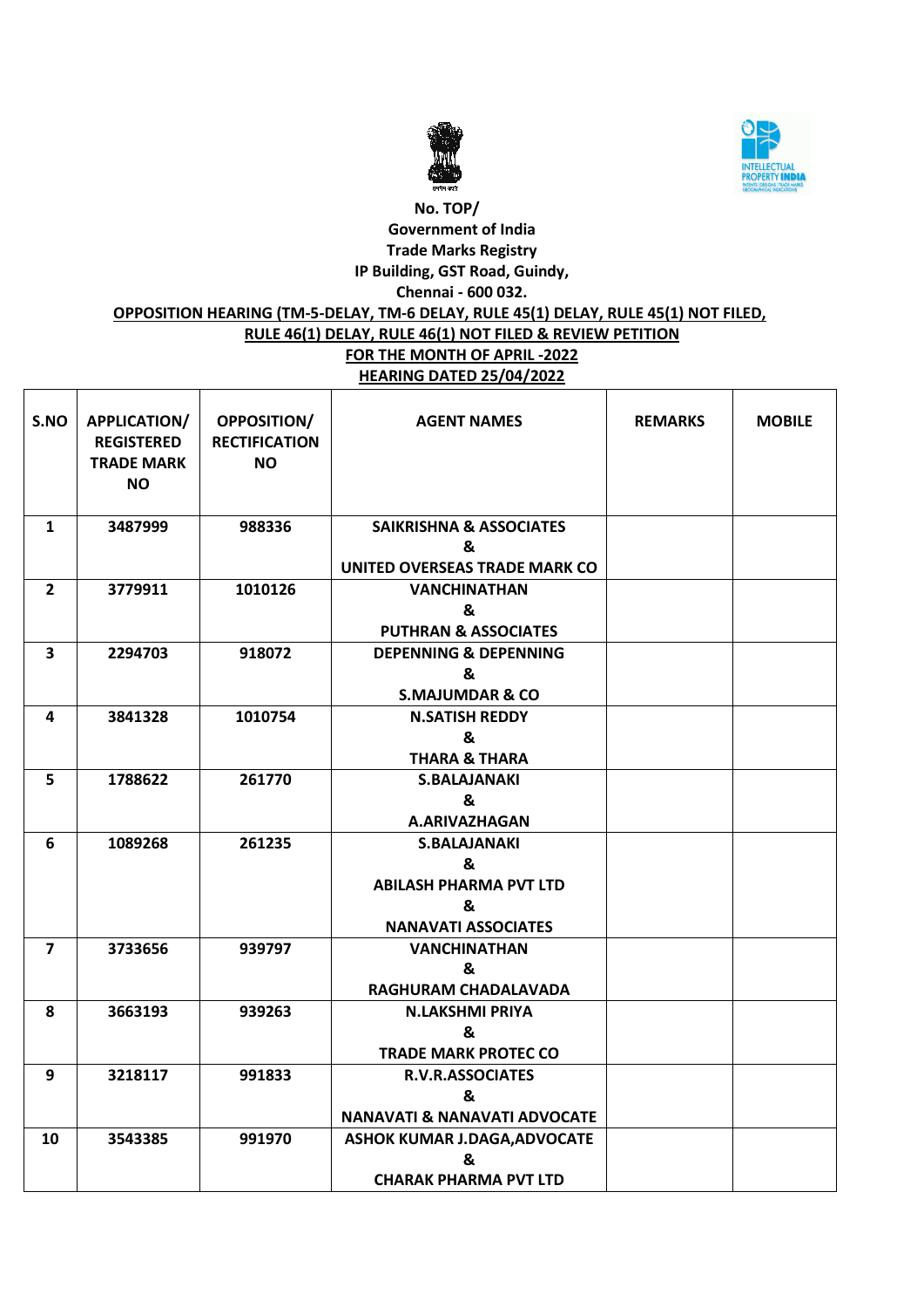No. TOP/

Government of India

Trade Marks Registry

IP Building, GST Road, Guindy,

Chennai - 600 032.

**OPPOSITION HEARING (TM-5-DELAY, TM-6 DELAY, RULE 45(1) DELAY, RULE 45(1) NOT FILED, RULE 46(1) DELAY, RULE 46(1) NOT FILED & REVIEW PETITION**

**FOR THE MONTH OF APRIL -2022**

**HEARING DATED 25/04/2022**

| S.NO | APPLICATION/ REGISTERED TRADE MARK NO | OPPOSITION/ RECTIFICATION NO | AGENT NAMES | REMARKS | MOBILE |
|---|---|---|---|---|---|
| 1 | 3487999 | 988336 | SAIKRISHNA & ASSOCIATES & UNITED OVERSEAS TRADE MARK CO | | |
| 2 | 3779911 | 1010126 | VANCHINATHAN & PUTHRAN & ASSOCIATES | | |
| 3 | 2294703 | 918072 | DEPENNING & DEPENNING & S.MAJUMDAR & CO | | |
| 4 | 3841328 | 1010754 | N.SATISH REDDY & THARA & THARA | | |
| 5 | 1788622 | 261770 | S.BALAJANAKI & A.ARIVAZHAGAN | | |
| 6 | 1089268 | 261235 | S.BALAJANAKI & ABILASH PHARMA PVT LTD & NANAVATI ASSOCIATES | | |
| 7 | 3733656 | 939797 | VANCHINATHAN & RAGHURAM CHADALAVADA | | |
| 8 | 3663193 | 939263 | N.LAKSHMI PRIYA & TRADE MARK PROTEC CO | | |
| 9 | 3218117 | 991833 | R.V.R.ASSOCIATES & NANAVATI & NANAVATI ADVOCATE | | |
| 10 | 3543385 | 991970 | ASHOK KUMAR J.DAGA,ADVOCATE & CHARAK PHARMA PVT LTD | | |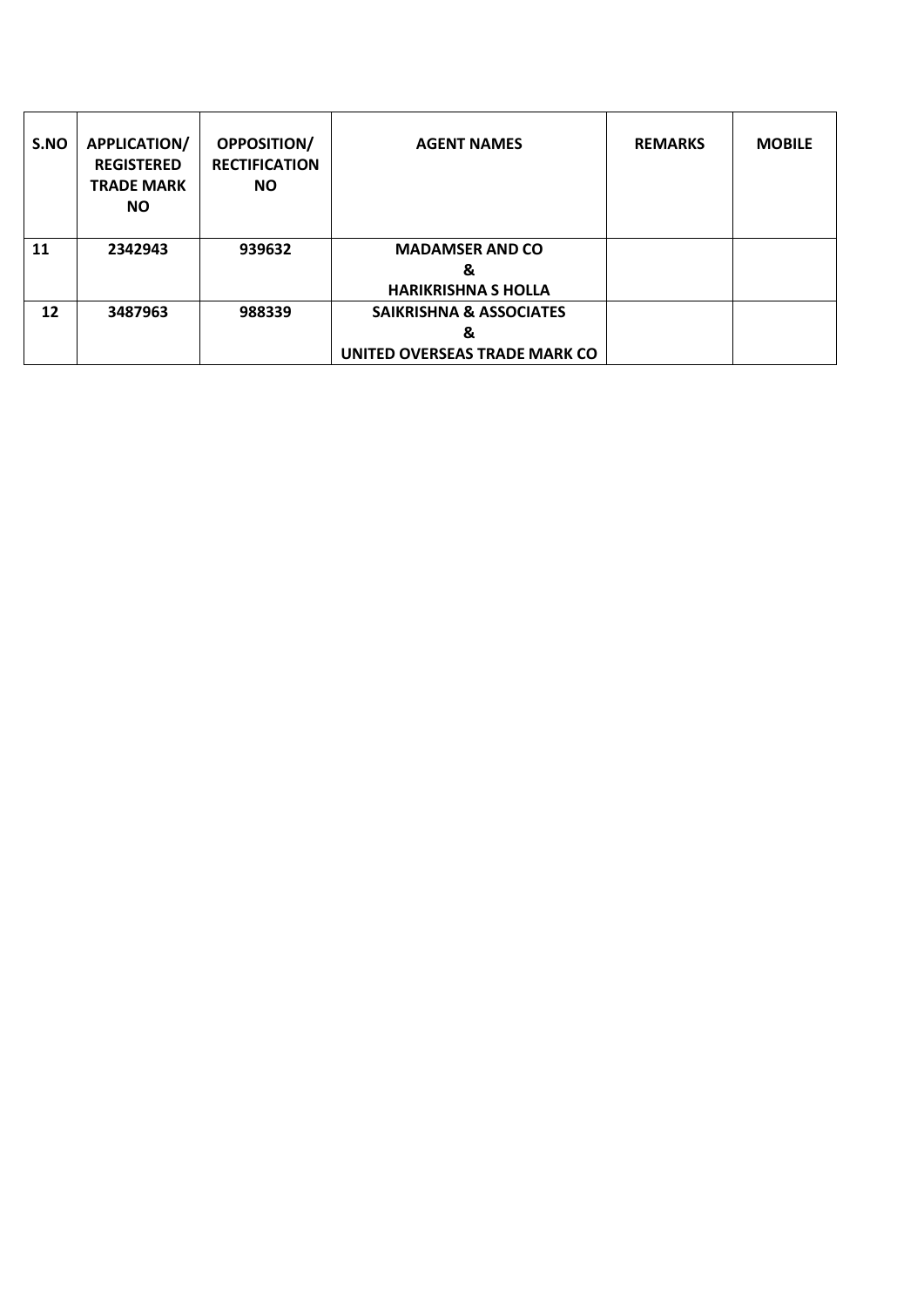| S.NO | APPLICATION/ REGISTERED TRADE MARK NO | OPPOSITION/ RECTIFICATION NO | AGENT NAMES | REMARKS | MOBILE |
|---|---|---|---|---|---|
| 11 | 2342943 | 939632 | MADAMSER AND CO & HARIKRISHNA S HOLLA | | |
| 12 | 3487963 | 988339 | SAIKRISHNA & ASSOCIATES & UNITED OVERSEAS TRADE MARK CO | | |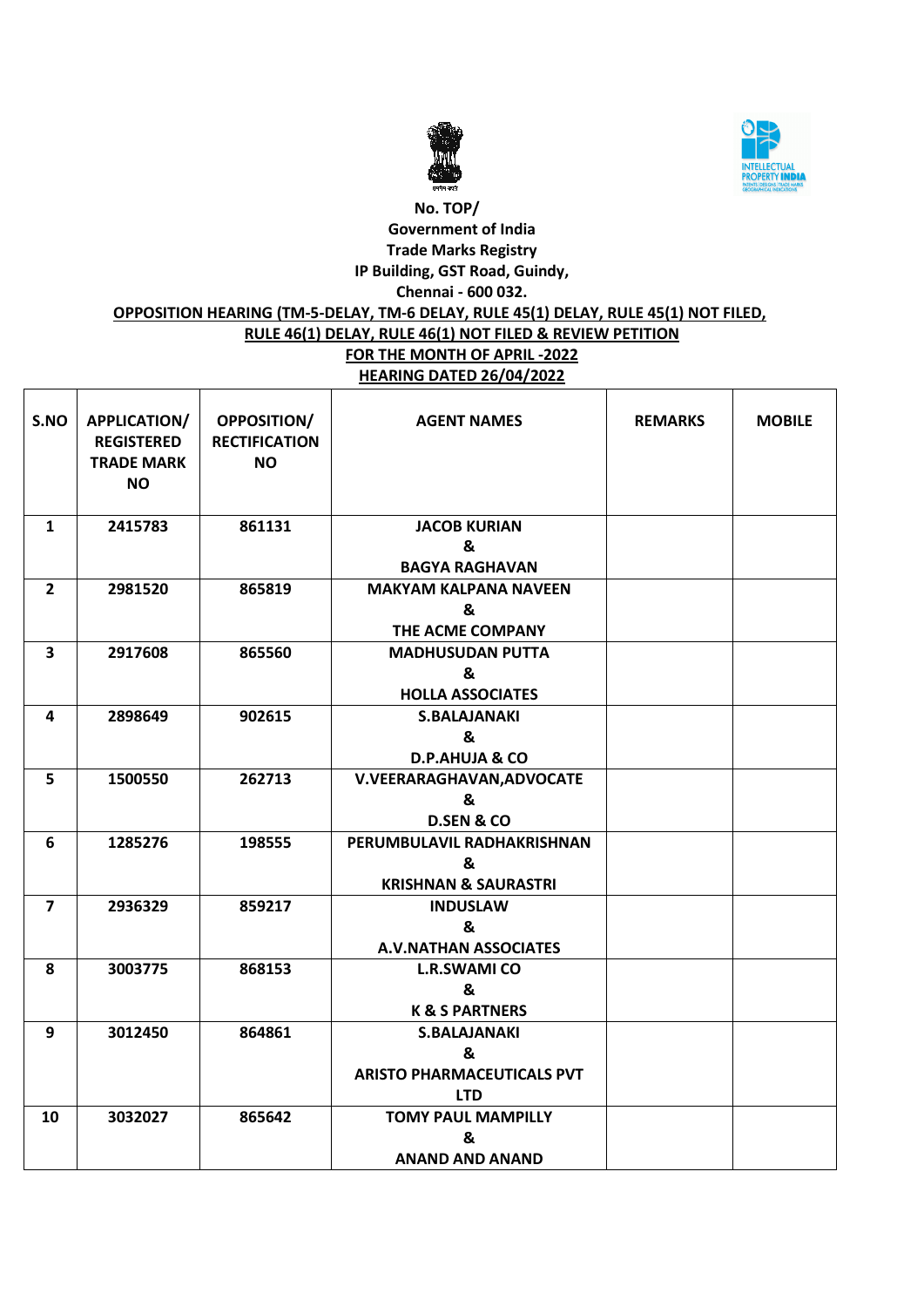**No. TOP/**
**Government of India**
**Trade Marks Registry**
**IP Building, GST Road, Guindy,**
**Chennai - 600 032.**

**OPPOSITION HEARING (TM-5-DELAY, TM-6 DELAY, RULE 45(1) DELAY, RULE 45(1) NOT FILED, RULE 46(1) DELAY, RULE 46(1) NOT FILED & REVIEW PETITION**

**FOR THE MONTH OF APRIL -2022**

**HEARING DATED 26/04/2022**

| S.NO | APPLICATION/ REGISTERED TRADE MARK NO | OPPOSITION/ RECTIFICATION NO | AGENT NAMES | REMARKS | MOBILE |
|---|---|---|---|---|---|
| 1 | 2415783 | 861131 | JACOB KURIAN & BAGYA RAGHAVAN | | |
| 2 | 2981520 | 865819 | MAKYAM KALPANA NAVEEN & THE ACME COMPANY | | |
| 3 | 2917608 | 865560 | MADHUSUDAN PUTTA & HOLLA ASSOCIATES | | |
| 4 | 2898649 | 902615 | S.BALAJANAKI & D.P.AHUJA & CO | | |
| 5 | 1500550 | 262713 | V.VEERARAGHAVAN,ADVOCATE & D.SEN & CO | | |
| 6 | 1285276 | 198555 | PERUMBULAVIL RADHAKRISHNAN & KRISHNAN & SAURASTRI | | |
| 7 | 2936329 | 859217 | INDUSLAW & A.V.NATHAN ASSOCIATES | | |
| 8 | 3003775 | 868153 | L.R.SWAMI CO & K & S PARTNERS | | |
| 9 | 3012450 | 864861 | S.BALAJANAKI & ARISTO PHARMACEUTICALS PVT LTD | | |
| 10 | 3032027 | 865642 | TOMY PAUL MAMPILLY & ANAND AND ANAND | | |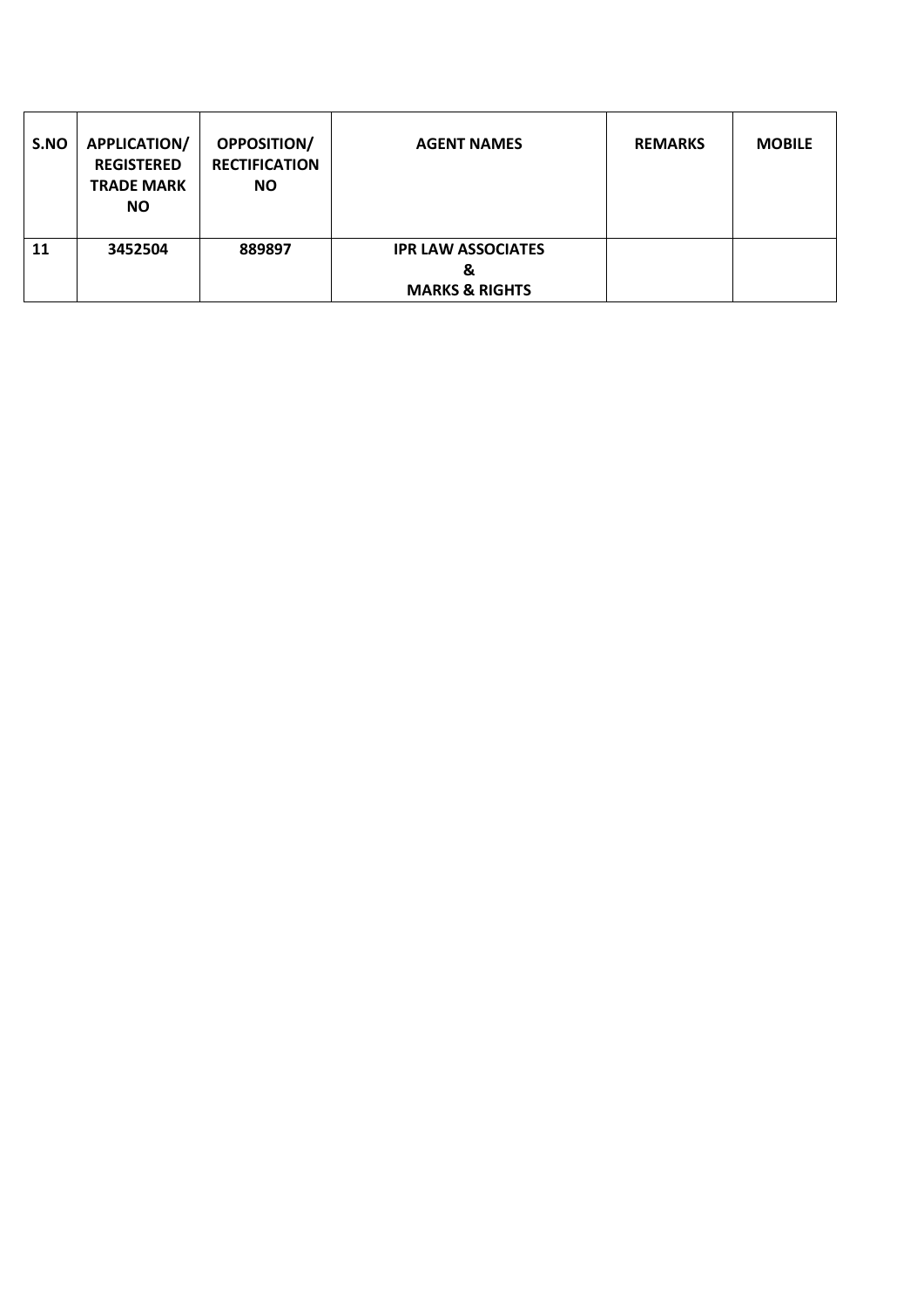| S.NO | APPLICATION/ REGISTERED TRADE MARK NO | OPPOSITION/ RECTIFICATION NO | AGENT NAMES | REMARKS | MOBILE |
|---|---|---|---|---|---|
| 11 | 3452504 | 889897 | IPR LAW ASSOCIATES & MARKS & RIGHTS | | |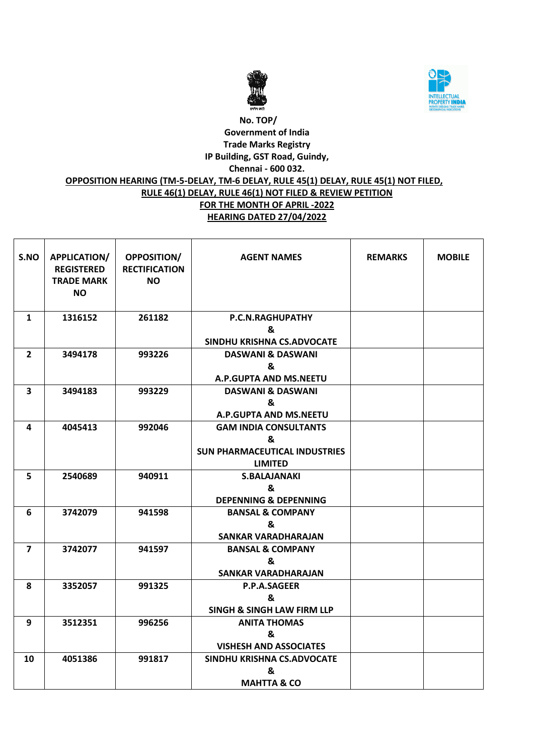**No. TOP/**
**Government of India**
**Trade Marks Registry**
**IP Building, GST Road, Guindy,**
**Chennai - 600 032.**

**OPPOSITION HEARING (TM-5-DELAY, TM-6 DELAY, RULE 45(1) DELAY, RULE 45(1) NOT FILED, RULE 46(1) DELAY, RULE 46(1) NOT FILED & REVIEW PETITION**
**FOR THE MONTH OF APRIL -2022**
**HEARING DATED 27/04/2022**

| S.NO | APPLICATION/ REGISTERED TRADE MARK NO | OPPOSITION/ RECTIFICATION NO | AGENT NAMES | REMARKS | MOBILE |
|---|---|---|---|---|---|
| 1 | 1316152 | 261182 | P.C.N.RAGHUPATHY & SINDHU KRISHNA CS.ADVOCATE | | |
| 2 | 3494178 | 993226 | DASWANI & DASWANI & A.P.GUPTA AND MS.NEETU | | |
| 3 | 3494183 | 993229 | DASWANI & DASWANI & A.P.GUPTA AND MS.NEETU | | |
| 4 | 4045413 | 992046 | GAM INDIA CONSULTANTS & SUN PHARMACEUTICAL INDUSTRIES LIMITED | | |
| 5 | 2540689 | 940911 | S.BALAJANAKI & DEPENNING & DEPENNING | | |
| 6 | 3742079 | 941598 | BANSAL & COMPANY & SANKAR VARADHARAJAN | | |
| 7 | 3742077 | 941597 | BANSAL & COMPANY & SANKAR VARADHARAJAN | | |
| 8 | 3352057 | 991325 | P.P.A.SAGEER & SINGH & SINGH LAW FIRM LLP | | |
| 9 | 3512351 | 996256 | ANITA THOMAS & VISHESH AND ASSOCIATES | | |
| 10 | 4051386 | 991817 | SINDHU KRISHNA CS.ADVOCATE & MAHTTA & CO | | |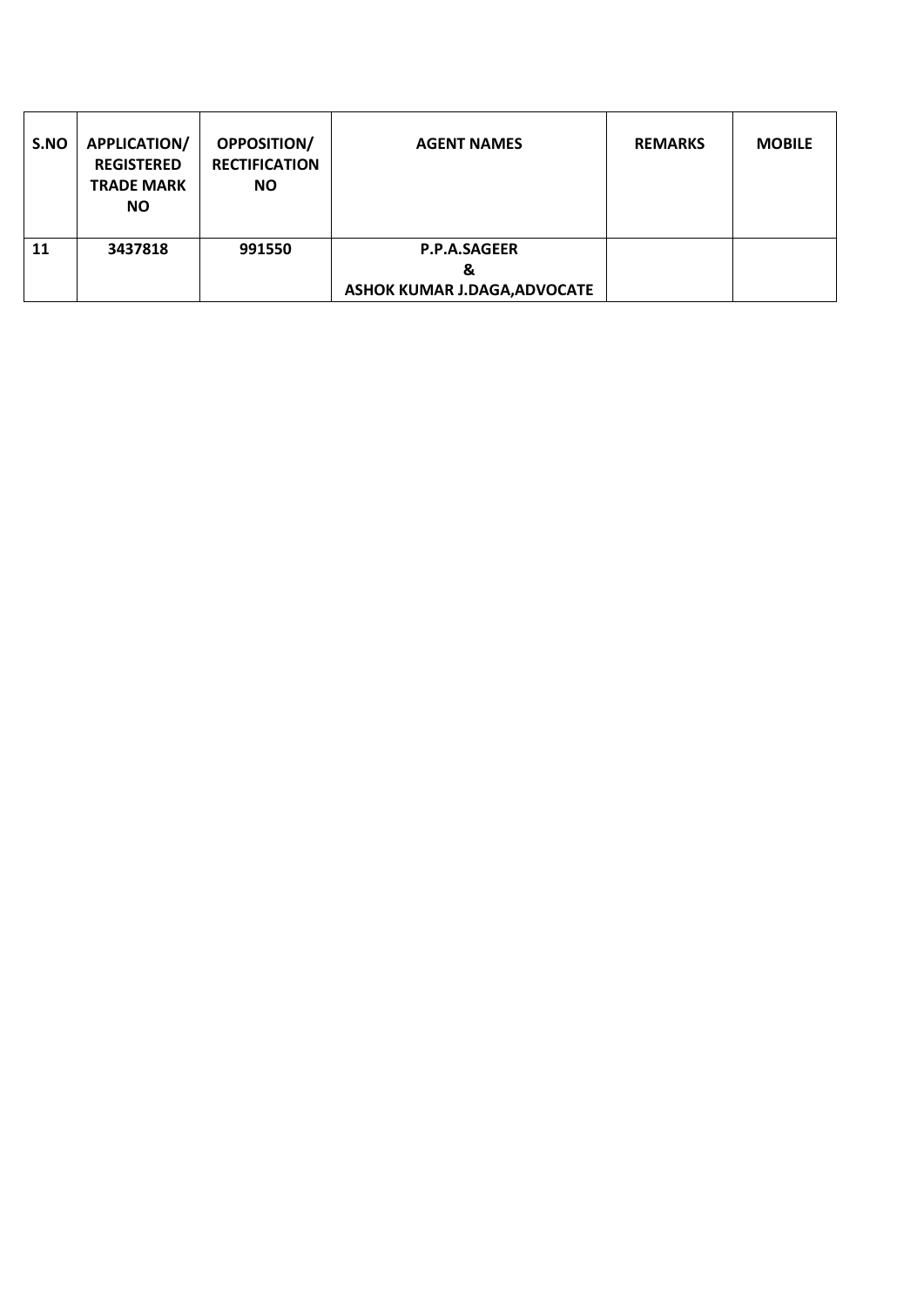| S.NO | APPLICATION/ REGISTERED TRADE MARK NO | OPPOSITION/ RECTIFICATION NO | AGENT NAMES | REMARKS | MOBILE |
|---|---|---|---|---|---|
| 11 | 3437818 | 991550 | P.P.A.SAGEER & ASHOK KUMAR J.DAGA,ADVOCATE | | |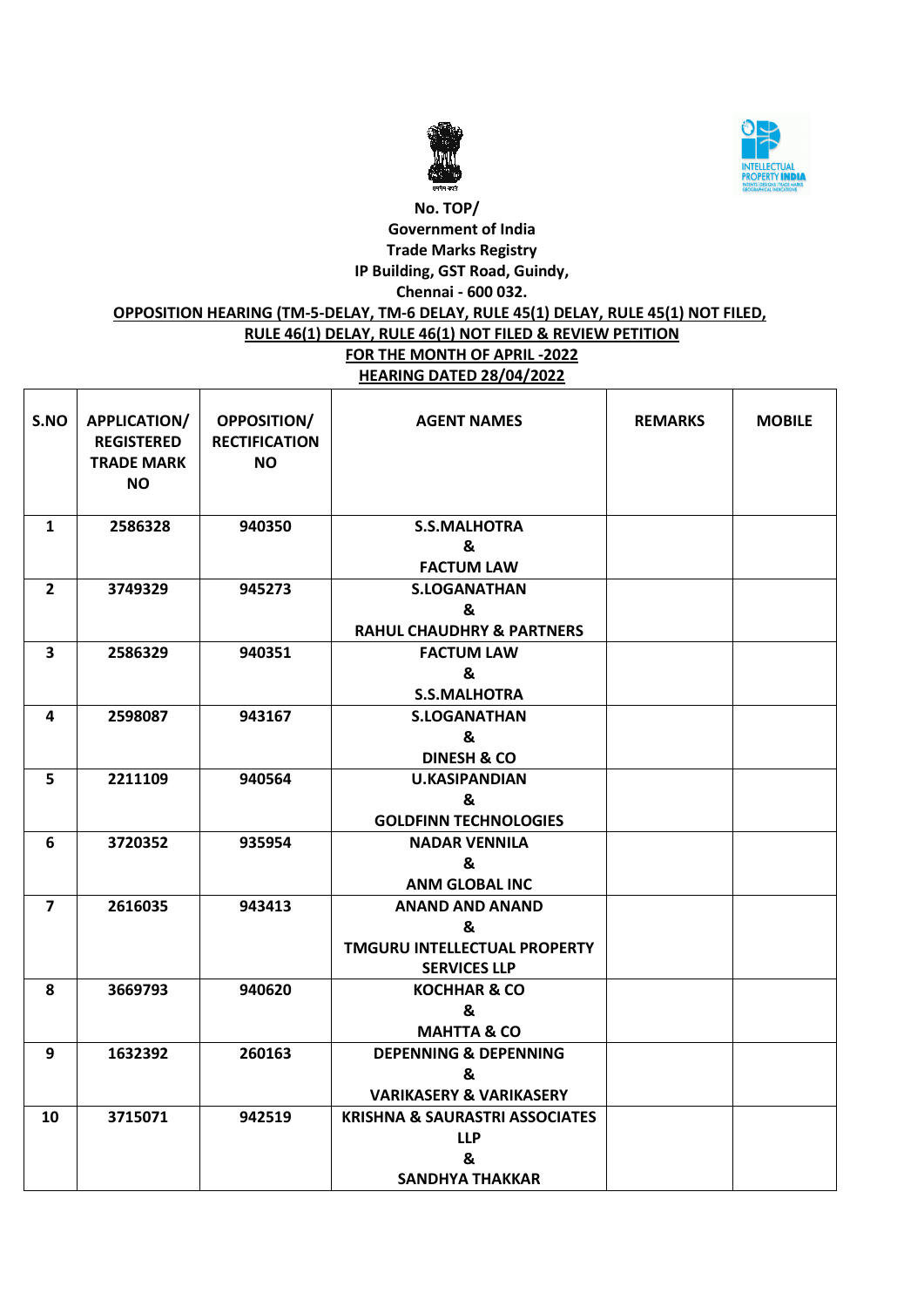**No. TOP/**
**Government of India**
**Trade Marks Registry**
**IP Building, GST Road, Guindy,**
**Chennai - 600 032.**

**OPPOSITION HEARING (TM-5-DELAY, TM-6 DELAY, RULE 45(1) DELAY, RULE 45(1) NOT FILED, RULE 46(1) DELAY, RULE 46(1) NOT FILED & REVIEW PETITION**

**FOR THE MONTH OF APRIL -2022**

**HEARING DATED 28/04/2022**

| S.NO | APPLICATION/ REGISTERED TRADE MARK NO | OPPOSITION/ RECTIFICATION NO | AGENT NAMES | REMARKS | MOBILE |
|---|---|---|---|---|---|
| 1 | 2586328 | 940350 | S.S.MALHOTRA & FACTUM LAW | | |
| 2 | 3749329 | 945273 | S.LOGANATHAN & RAHUL CHAUDHRY & PARTNERS | | |
| 3 | 2586329 | 940351 | FACTUM LAW & S.S.MALHOTRA | | |
| 4 | 2598087 | 943167 | S.LOGANATHAN & DINESH & CO | | |
| 5 | 2211109 | 940564 | U.KASIPANDIAN & GOLDFINN TECHNOLOGIES | | |
| 6 | 3720352 | 935954 | NADAR VENNILA & ANM GLOBAL INC | | |
| 7 | 2616035 | 943413 | ANAND AND ANAND & TMGURU INTELLECTUAL PROPERTY SERVICES LLP | | |
| 8 | 3669793 | 940620 | KOCHHAR & CO & MAHTTA & CO | | |
| 9 | 1632392 | 260163 | DEPENNING & DEPENNING & VARIKASERY & VARIKASERY | | |
| 10 | 3715071 | 942519 | KRISHNA & SAURASTRI ASSOCIATES LLP & SANDHYA THAKKAR | | |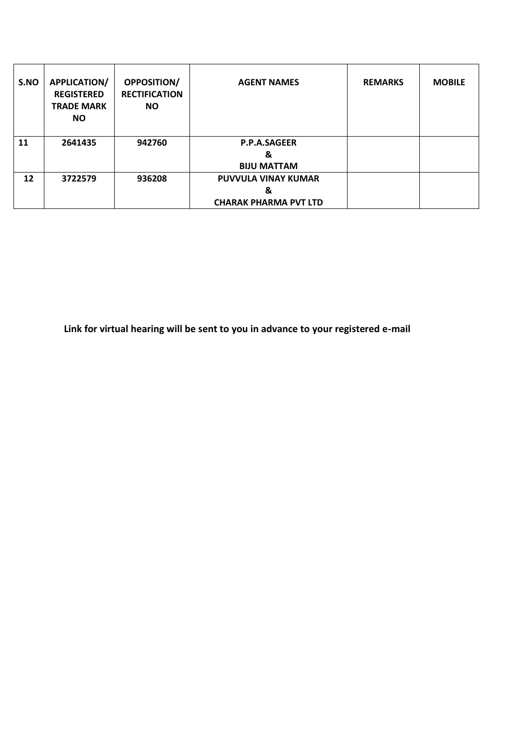| S.NO | APPLICATION/ REGISTERED TRADE MARK NO | OPPOSITION/ RECTIFICATION NO | AGENT NAMES | REMARKS | MOBILE |
|---|---|---|---|---|---|
| 11 | 2641435 | 942760 | P.P.A.SAGEER & BIJU MATTAM | | |
| 12 | 3722579 | 936208 | PUVVULA VINAY KUMAR & CHARAK PHARMA PVT LTD | | |

**Link for virtual hearing will be sent to you in advance to your registered e-mail**